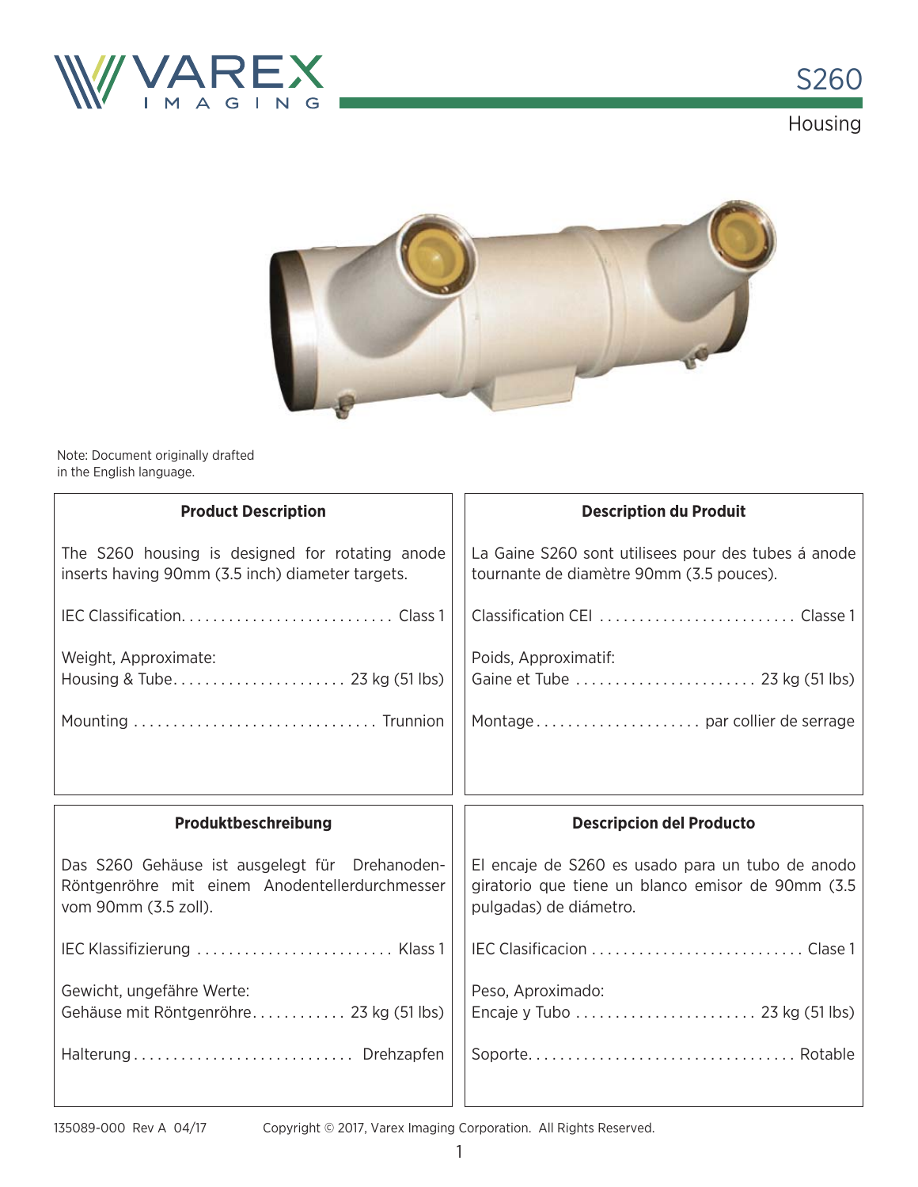# S260

Housing

Note: Document originally drafted in the English language.

## Product Description

The S260 housing is designed for rotating anode inserts having 90mm (3.5 inch) diameter targets.

IEC Classification. . . . . . . . . . . . . . . . . . . . . . . . . . . Class 1

Weight, Approximate:
Housing & Tube. . . . . . . . . . . . . . . . . . . . . . 23 kg (51 lbs)

Mounting . . . . . . . . . . . . . . . . . . . . . . . . . . . . . . Trunnion

## Description du Produit

La Gaine S260 sont utilisees pour des tubes á anode tournante de diamètre 90mm (3.5 pouces).

Classification CEI . . . . . . . . . . . . . . . . . . . . . . . . . Classe 1

Poids, Approximatif:
Gaine et Tube . . . . . . . . . . . . . . . . . . . . . . . 23 kg (51 lbs)

Montage. . . . . . . . . . . . . . . . . . . . . par collier de serrage

## Produktbeschreibung

Das S260 Gehäuse ist ausgelegt für Drehanoden-Röntgenröhre mit einem Anodentellerdurchmesser vom 90mm (3.5 zoll).

IEC Klassifizierung . . . . . . . . . . . . . . . . . . . . . . . . . Klass 1

Gewicht, ungefähre Werte:
Gehäuse mit Röntgenröhre. . . . . . . . . . . . 23 kg (51 lbs)

Halterung . . . . . . . . . . . . . . . . . . . . . . . . . . . Drehzapfen

## Descripcion del Producto

El encaje de S260 es usado para un tubo de anodo giratorio que tiene un blanco emisor de 90mm (3.5 pulgadas) de diámetro.

IEC Clasificacion . . . . . . . . . . . . . . . . . . . . . . . . . . . Clase 1

Peso, Aproximado:
Encaje y Tubo . . . . . . . . . . . . . . . . . . . . . . . 23 kg (51 lbs)

Soporte. . . . . . . . . . . . . . . . . . . . . . . . . . . . . . . . . Rotable

135089-000 Rev A 04/17 Copyright © 2017, Varex Imaging Corporation. All Rights Reserved.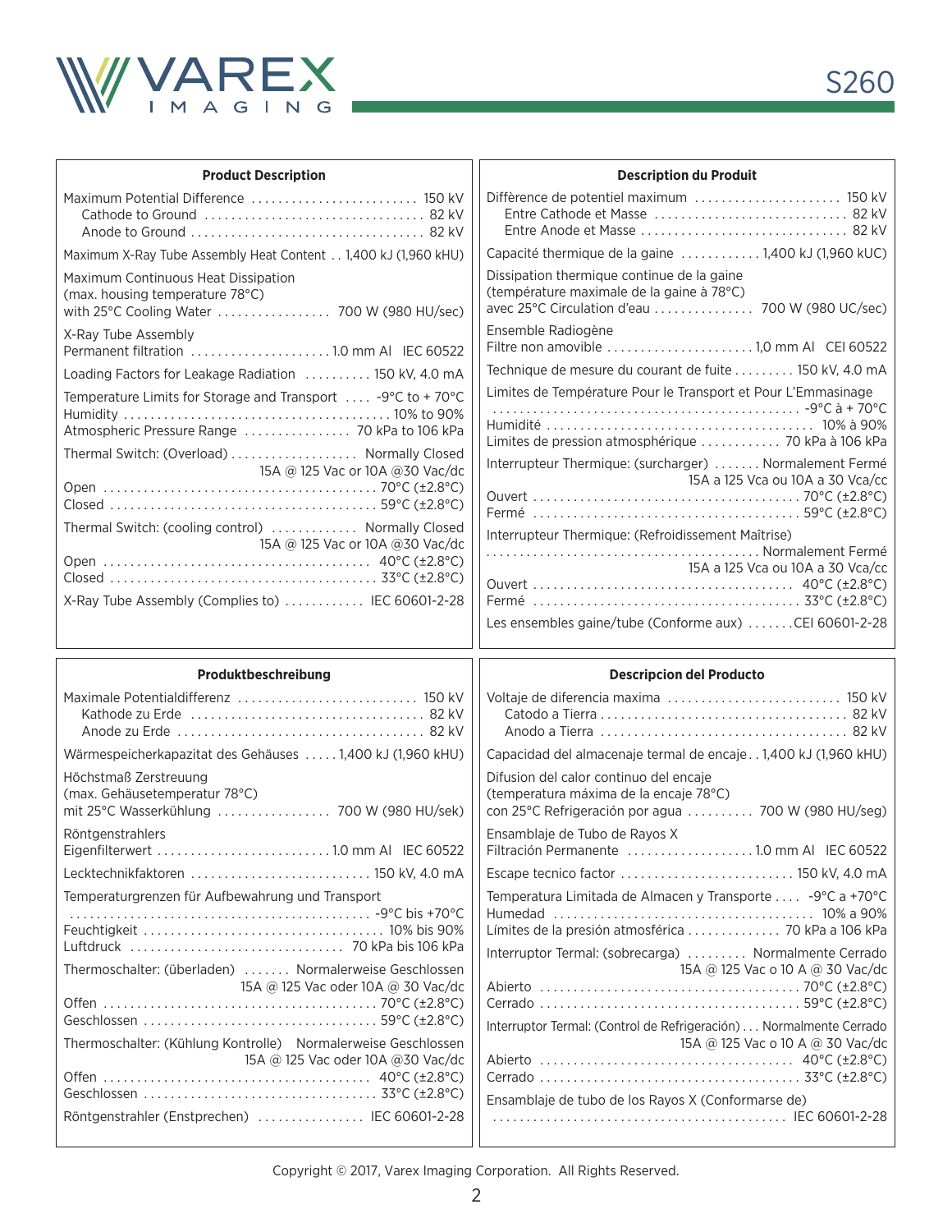# S260

## Product Description

Maximum Potential Difference ........................ 150 kV
  Cathode to Ground ................................ 82 kV
  Anode to Ground .................................. 82 kV

Maximum X-Ray Tube Assembly Heat Content . . 1,400 kJ (1,960 kHU)

Maximum Continuous Heat Dissipation
(max. housing temperature 78°C)
with 25°C Cooling Water ................. 700 W (980 HU/sec)

X-Ray Tube Assembly
Permanent filtration ..................... 1.0 mm Al  IEC 60522

Loading Factors for Leakage Radiation .......... 150 kV, 4.0 mA

Temperature Limits for Storage and Transport .... -9°C to + 70°C
Humidity ....................................... 10% to 90%
Atmospheric Pressure Range ................ 70 kPa to 106 kPa

Thermal Switch: (Overload) .................. Normally Closed
15A @ 125 Vac or 10A @30 Vac/dc
Open ........................................ 70°C (±2.8°C)
Closed ....................................... 59°C (±2.8°C)

Thermal Switch: (cooling control) ............. Normally Closed
15A @ 125 Vac or 10A @30 Vac/dc
Open ........................................ 40°C (±2.8°C)
Closed ....................................... 33°C (±2.8°C)

X-Ray Tube Assembly (Complies to) ............ IEC 60601-2-28

## Description du Produit

Diffèrence de potentiel maximum ...................... 150 kV
  Entre Cathode et Masse ............................. 82 kV
  Entre Anode et Masse ............................... 82 kV

Capacité thermique de la gaine ............ 1,400 kJ (1,960 kUC)

Dissipation thermique continue de la gaine
(température maximale de la gaine à 78°C)
avec 25°C Circulation d'eau ............... 700 W (980 UC/sec)

Ensemble Radiogène
Filtre non amovible ...................... 1,0 mm Al  CEI 60522

Technique de mesure du courant de fuite ......... 150 kV, 4.0 mA

Limites de Température Pour le Transport et Pour L'Emmasinage
............................................... -9°C à + 70°C
Humidité ........................................ 10% à 90%
Limites de pression atmosphérique ............ 70 kPa à 106 kPa

Interrupteur Thermique: (surcharger) ....... Normalement Fermé
15A a 125 Vca ou 10A a 30 Vca/cc
Ouvert ....................................... 70°C (±2.8°C)
Fermé ....................................... 59°C (±2.8°C)

Interrupteur Thermique: (Refroidissement Maîtrise)
.......................................... Normalement Fermé
15A a 125 Vca ou 10A a 30 Vca/cc
Ouvert ...................................... 40°C (±2.8°C)
Fermé ....................................... 33°C (±2.8°C)

Les ensembles gaine/tube (Conforme aux) .......CEI 60601-2-28

## Produktbeschreibung

Maximale Potentialdifferenz ........................... 150 kV
  Kathode zu Erde .................................. 82 kV
  Anode zu Erde .................................... 82 kV

Wärmespeicherkapazitat des Gehäuses ..... 1,400 kJ (1,960 kHU)

Höchstmaß Zerstreuung
(max. Gehäusetemperatur 78°C)
mit 25°C Wasserkühlung ................. 700 W (980 HU/sek)

Röntgenstrahlers
Eigenfilterwert .......................... 1.0 mm Al  IEC 60522

Lecktechnikfaktoren ........................... 150 kV, 4.0 mA

Temperaturgrenzen für Aufbewahrung und Transport
............................................. -9°C bis +70°C
Feuchtigkeit .................................... 10% bis 90%
Luftdruck ............................... 70 kPa bis 106 kPa

Thermoschalter: (überladen) ....... Normalerweise Geschlossen
15A @ 125 Vac oder 10A @ 30 Vac/dc
Offen ........................................ 70°C (±2.8°C)
Geschlossen .................................. 59°C (±2.8°C)

Thermoschalter: (Kühlung Kontrolle)  Normalerweise Geschlossen
15A @ 125 Vac oder 10A @30 Vac/dc
Offen ....................................... 40°C (±2.8°C)
Geschlossen .................................. 33°C (±2.8°C)

Röntgenstrahler (Enstprechen) ................ IEC 60601-2-28

## Descripcion del Producto

Voltaje de diferencia maxima .......................... 150 kV
  Catodo a Tierra .................................... 82 kV
  Anodo a Tierra ..................................... 82 kV

Capacidad del almacenaje termal de encaje . . 1,400 kJ (1,960 kHU)

Difusion del calor continuo del encaje
(temperatura máxima de la encaje 78°C)
con 25°C Refrigeración por agua .......... 700 W (980 HU/seg)

Ensamblaje de Tubo de Rayos X
Filtración Permanente ................... 1.0 mm Al  IEC 60522

Escape tecnico factor ......................... 150 kV, 4.0 mA

Temperatura Limitada de Almacen y Transporte .... -9°C a +70°C
Humedad ....................................... 10% a 90%
Límites de la presión atmosférica .............. 70 kPa a 106 kPa

Interruptor Termal: (sobrecarga) ......... Normalmente Cerrado
15A @ 125 Vac o 10 A @ 30 Vac/dc
Abierto ...................................... 70°C (±2.8°C)
Cerrado ...................................... 59°C (±2.8°C)

Interruptor Termal: (Control de Refrigeración) . . . Normalmente Cerrado
15A @ 125 Vac o 10 A @ 30 Vac/dc
Abierto ..................................... 40°C (±2.8°C)
Cerrado ...................................... 33°C (±2.8°C)

Ensamblaje de tubo de los Rayos X (Conformarse de)
........................................... IEC 60601-2-28

Copyright © 2017, Varex Imaging Corporation. All Rights Reserved.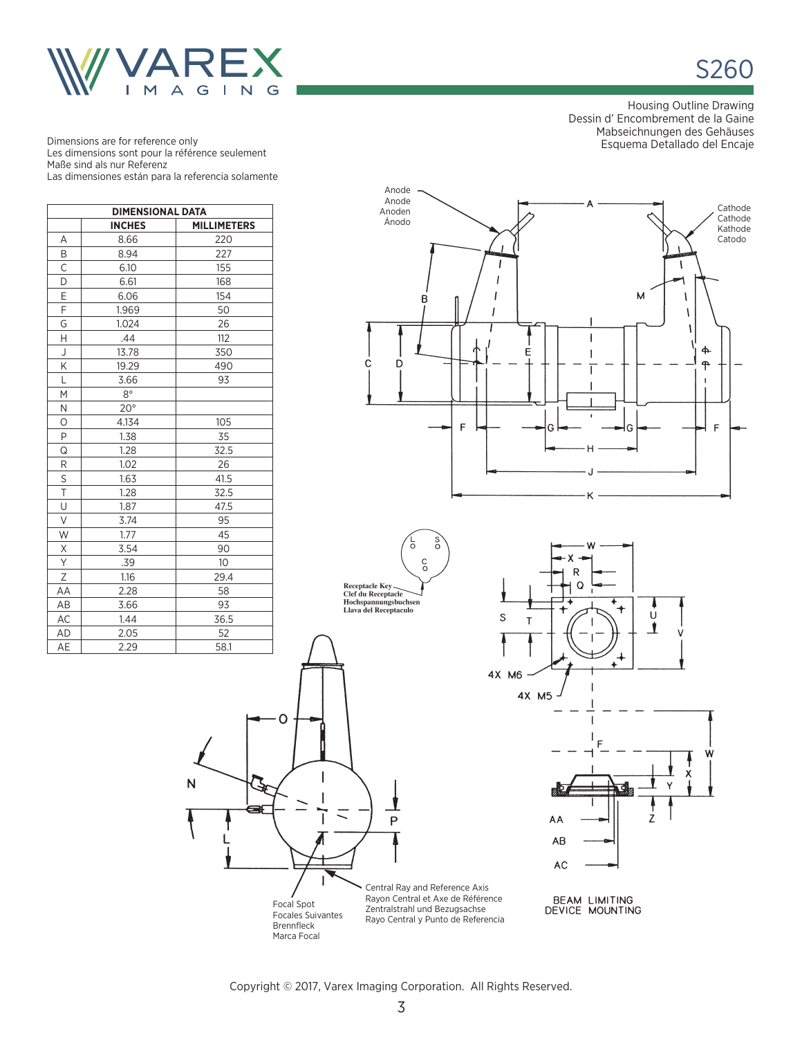# S260

Housing Outline Drawing
Dessin d' Encombrement de la Gaine
Mabseichnungen des Gehäuses
Esquema Detallado del Encaje

Dimensions are for reference only
Les dimensions sont pour la référence seulement
Maße sind als nur Referenz
Las dimensiones están para la referencia solamente

| DIMENSIONAL DATA | | |
|---|---|---|
| | INCHES | MILLIMETERS |
| A | 8.66 | 220 |
| B | 8.94 | 227 |
| C | 6.10 | 155 |
| D | 6.61 | 168 |
| E | 6.06 | 154 |
| F | 1.969 | 50 |
| G | 1.024 | 26 |
| H | .44 | 112 |
| J | 13.78 | 350 |
| K | 19.29 | 490 |
| L | 3.66 | 93 |
| M | 8° | |
| N | 20° | |
| O | 4.134 | 105 |
| P | 1.38 | 35 |
| Q | 1.28 | 32.5 |
| R | 1.02 | 26 |
| S | 1.63 | 41.5 |
| T | 1.28 | 32.5 |
| U | 1.87 | 47.5 |
| V | 3.74 | 95 |
| W | 1.77 | 45 |
| X | 3.54 | 90 |
| Y | .39 | 10 |
| Z | 1.16 | 29.4 |
| AA | 2.28 | 58 |
| AB | 3.66 | 93 |
| AC | 1.44 | 36.5 |
| AD | 2.05 | 52 |
| AE | 2.29 | 58.1 |

Anode
Anode
Anoden
Ánodo

Cathode
Cathode
Kathode
Catodo

Receptacle Key
Clef du Receptacle
Hochspannungsbuchsen
Llava del Receptaculo

4X M6

4X M5

Focal Spot
Focales Suivantes
Brennfleck
Marca Focal

Central Ray and Reference Axis
Rayon Central et Axe de Référence
Zentralstrahl und Bezugsachse
Rayo Central y Punto de Referencia

BEAM LIMITING DEVICE MOUNTING

Copyright © 2017, Varex Imaging Corporation. All Rights Reserved.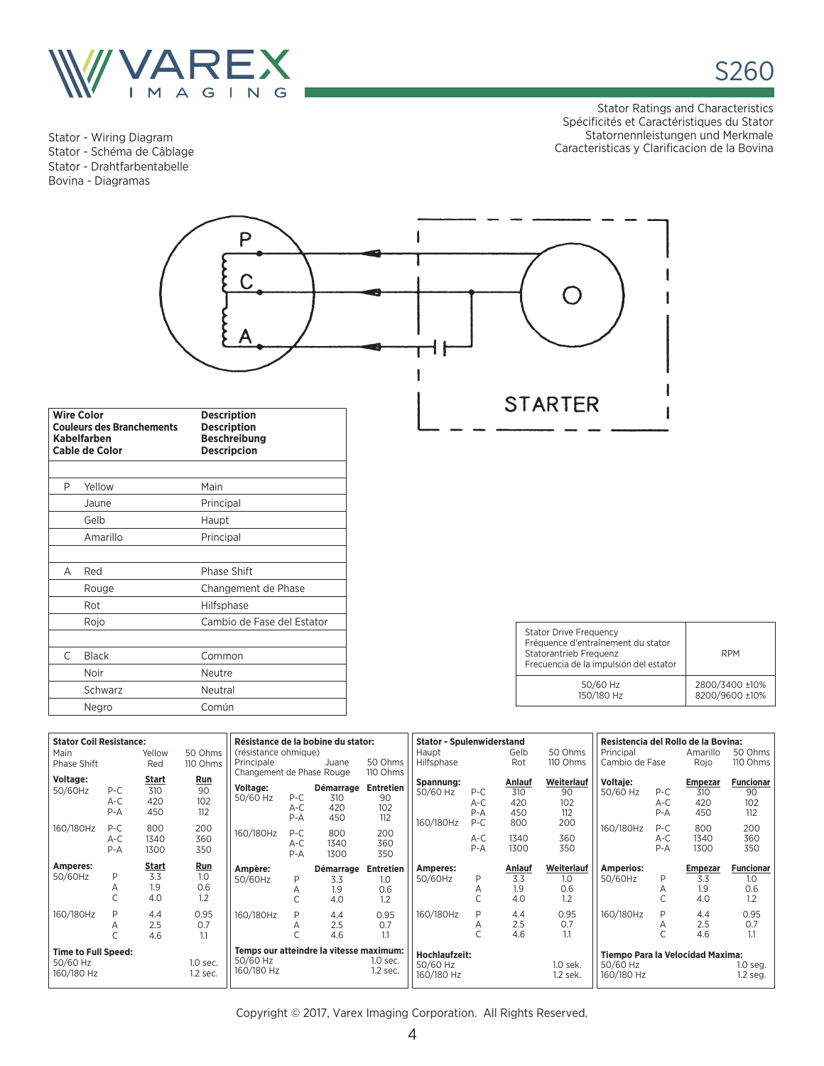# S260

Stator Ratings and Characteristics
Spécificités et Caractéristiques du Stator
Statornennleistungen und Merkmale
Caracteristicas y Clarificacion de la Bovina

Stator - Wiring Diagram
Stator - Schéma de Câblage
Stator - Drahtfarbentabelle
Bovina - Diagramas

P
C
A
O
STARTER

| | Wire Color / Couleurs des Branchements / Kabelfarben / Cable de Color | Description / Description / Beschreibung / Descripcion |
|---|---|---|
| | | |
| P | Yellow | Main |
| | Jaune | Principal |
| | Gelb | Haupt |
| | Amarillo | Principal |
| | | |
| A | Red | Phase Shift |
| | Rouge | Changement de Phase |
| | Rot | Hilfsphase |
| | Rojo | Cambio de Fase del Estator |
| | | |
| C | Black | Common |
| | Noir | Neutre |
| | Schwarz | Neutral |
| | Negro | Común |

| Stator Drive Frequency / Fréquence d'entraînement du stator / Statorantrieb Frequenz / Frecuencia de la impulsión del estator | RPM |
|---|---|
| 50/60 Hz<br>150/180 Hz | 2800/3400 ±10%<br>8200/9600 ±10% |

**Stator Coil Resistance:**

| | | | |
|---|---|---|---|
| Main | | Yellow | 50 Ohms |
| Phase Shift | | Red | 110 Ohms |
| **Voltage:** | | **Start** | **Run** |
| 50/60Hz | P-C | 310 | 90 |
| | A-C | 420 | 102 |
| | P-A | 450 | 112 |
| 160/180Hz | P-C | 800 | 200 |
| | A-C | 1340 | 360 |
| | P-A | 1300 | 350 |
| **Amperes:** | | **Start** | **Run** |
| 50/60Hz | P | 3.3 | 1.0 |
| | A | 1.9 | 0.6 |
| | C | 4.0 | 1.2 |
| 160/180Hz | P | 4.4 | 0.95 |
| | A | 2.5 | 0.7 |
| | C | 4.6 | 1.1 |
| **Time to Full Speed:** | | | |
| 50/60 Hz | | | 1.0 sec. |
| 160/180 Hz | | | 1.2 sec. |

**Résistance de la bobine du stator:** (résistance ohmique)

| | | | |
|---|---|---|---|
| Principale | | Juane | 50 Ohms |
| Changement de Phase | | Rouge | 110 Ohms |
| **Voltage:** | | **Démarrage** | **Entretien** |
| 50/60 Hz | P-C | 310 | 90 |
| | A-C | 420 | 102 |
| | P-A | 450 | 112 |
| 160/180Hz | P-C | 800 | 200 |
| | A-C | 1340 | 360 |
| | P-A | 1300 | 350 |
| **Ampère:** | | **Démarrage** | **Entretien** |
| 50/60Hz | P | 3.3 | 1.0 |
| | A | 1.9 | 0.6 |
| | C | 4.0 | 1.2 |
| 160/180Hz | P | 4.4 | 0.95 |
| | A | 2.5 | 0.7 |
| | C | 4.6 | 1.1 |
| **Temps our atteindre la vitesse maximum:** | | | |
| 50/60 Hz | | | 1.0 sec. |
| 160/180 Hz | | | 1.2 sec. |

**Stator - Spulenwiderstand**

| | | | |
|---|---|---|---|
| Haupt | | Gelb | 50 Ohms |
| Hilfsphase | | Rot | 110 Ohms |
| **Spannung:** | | **Anlauf** | **Weiterlauf** |
| 50/60 Hz | P-C | 310 | 90 |
| | A-C | 420 | 102 |
| | P-A | 450 | 112 |
| 160/180Hz | P-C | 800 | 200 |
| | A-C | 1340 | 360 |
| | P-A | 1300 | 350 |
| **Amperes:** | | **Anlauf** | **Weiterlauf** |
| 50/60Hz | P | 3.3 | 1.0 |
| | A | 1.9 | 0.6 |
| | C | 4.0 | 1.2 |
| 160/180Hz | P | 4.4 | 0.95 |
| | A | 2.5 | 0.7 |
| | C | 4.6 | 1.1 |
| **Hochlaufzeit:** | | | |
| 50/60 Hz | | | 1.0 sek. |
| 160/180 Hz | | | 1.2 sek. |

**Resistencia del Rollo de la Bovina:**

| | | | |
|---|---|---|---|
| Principal | | Amarillo | 50 Ohms |
| Cambio de Fase | | Rojo | 110 Ohms |
| **Voltaje:** | | **Empezar** | **Funcionar** |
| 50/60 Hz | P-C | 310 | 90 |
| | A-C | 420 | 102 |
| | P-A | 450 | 112 |
| 160/180Hz | P-C | 800 | 200 |
| | A-C | 1340 | 360 |
| | P-A | 1300 | 350 |
| **Amperios:** | | **Empezar** | **Funcionar** |
| 50/60Hz | P | 3.3 | 1.0 |
| | A | 1.9 | 0.6 |
| | C | 4.0 | 1.2 |
| 160/180Hz | P | 4.4 | 0.95 |
| | A | 2.5 | 0.7 |
| | C | 4.6 | 1.1 |
| **Tiempo Para la Velocidad Maxima:** | | | |
| 50/60 Hz | | | 1.0 seg. |
| 160/180 Hz | | | 1.2 seg. |

Copyright © 2017, Varex Imaging Corporation. All Rights Reserved.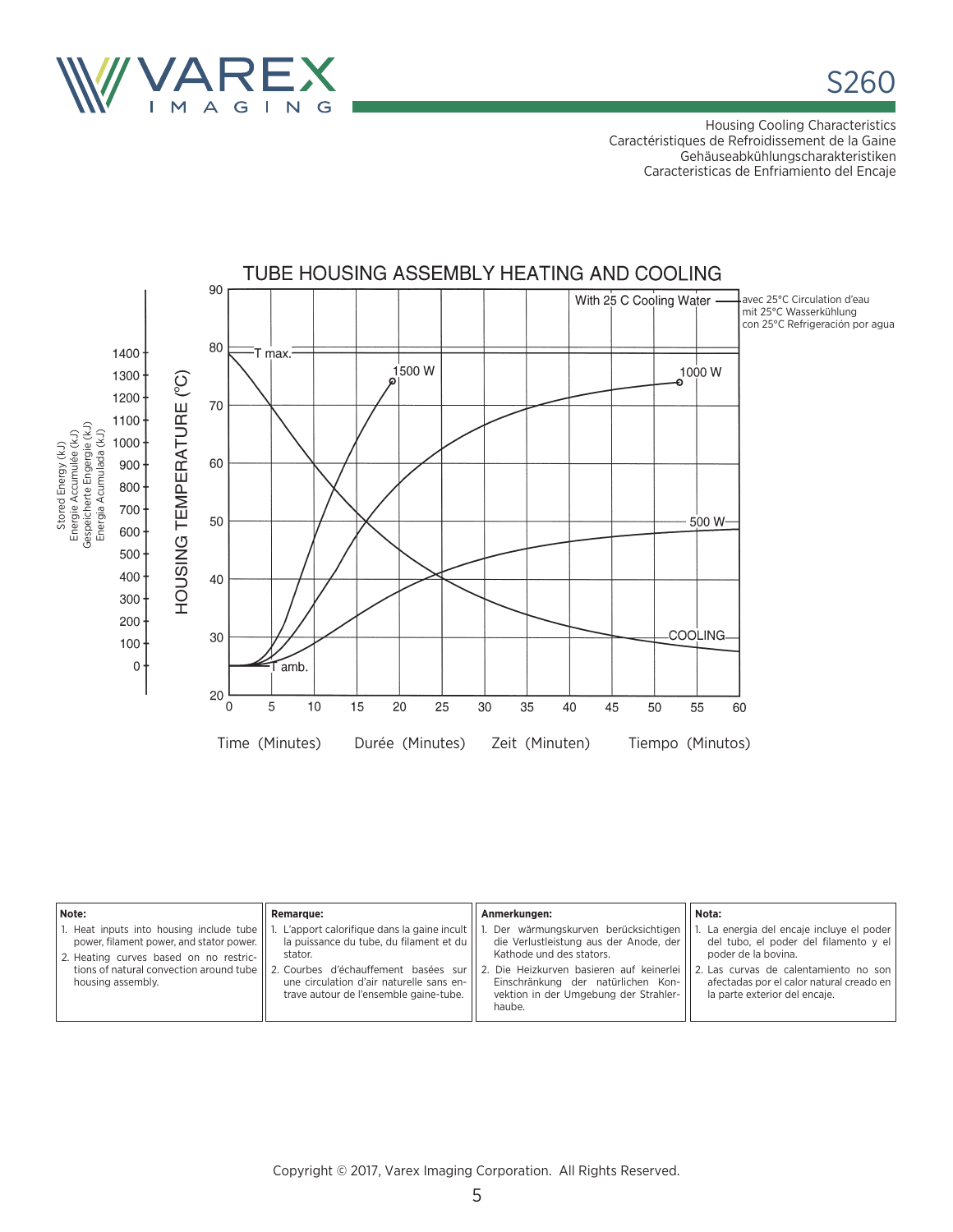# S260

Housing Cooling Characteristics
Caractéristiques de Refroidissement de la Gaine
Gehäuseabkühlungscharakteristiken
Caracteristicas de Enfriamiento del Encaje

TUBE HOUSING ASSEMBLY HEATING AND COOLING

With 25 C Cooling Water — avec 25°C Circulation d'eau / mit 25°C Wasserkühlung / con 25°C Refrigeración por agua

T max.

1500 W

1000 W

500 W

COOLING

T amb.

HOUSING TEMPERATURE (°C): 20, 30, 40, 50, 60, 70, 80, 90

Stored Energy (kJ) / Energie Accumulée (kJ) / Gespeicherte Engergie (kJ) / Energia Acumulada (kJ): 0, 100, 200, 300, 400, 500, 600, 700, 800, 900, 1000, 1100, 1200, 1300, 1400

0, 5, 10, 15, 20, 25, 30, 35, 40, 45, 50, 55, 60

Time (Minutes) Durée (Minutes) Zeit (Minuten) Tiempo (Minutos)

| Note: | Remarque: | Anmerkungen: | Nota: |
|---|---|---|---|
| 1. Heat inputs into housing include tube power, filament power, and stator power.<br>2. Heating curves based on no restrictions of natural convection around tube housing assembly. | 1. L'apport calorifique dans la gaine incult la puissance du tube, du filament et du stator.<br>2. Courbes d'échauffement basées sur une circulation d'air naturelle sans entrave autour de l'ensemble gaine-tube. | 1. Der wärmungskurven berücksichtigen die Verlustleistung aus der Anode, der Kathode und des stators.<br>2. Die Heizkurven basieren auf keinerlei Einschränkung der natürlichen Konvektion in der Umgebung der Strahlerhaube. | 1. La energia del encaje incluye el poder del tubo, el poder del filamento y el poder de la bovina.<br>2. Las curvas de calentamiento no son afectadas por el calor natural creado en la parte exterior del encaje. |

Copyright © 2017, Varex Imaging Corporation. All Rights Reserved.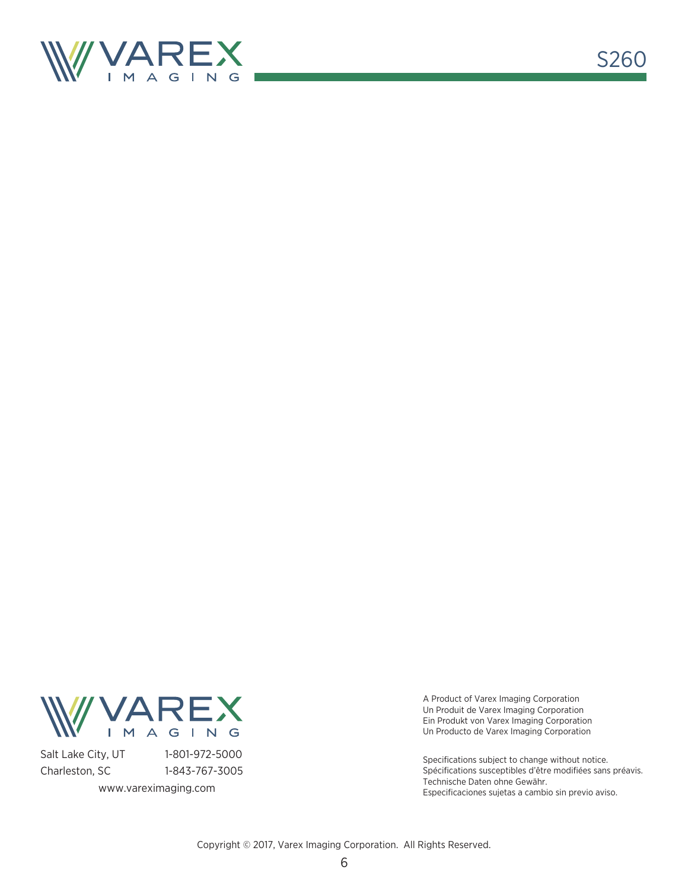VAREX IMAGING

Salt Lake City, UT 1-801-972-5000
Charleston, SC 1-843-767-3005
www.vareximaging.com

A Product of Varex Imaging Corporation
Un Produit de Varex Imaging Corporation
Ein Produkt von Varex Imaging Corporation
Un Producto de Varex Imaging Corporation

Specifications subject to change without notice.
Spécifications susceptibles d'être modifiées sans préavis.
Technische Daten ohne Gewähr.
Especificaciones sujetas a cambio sin previo aviso.

Copyright © 2017, Varex Imaging Corporation. All Rights Reserved.